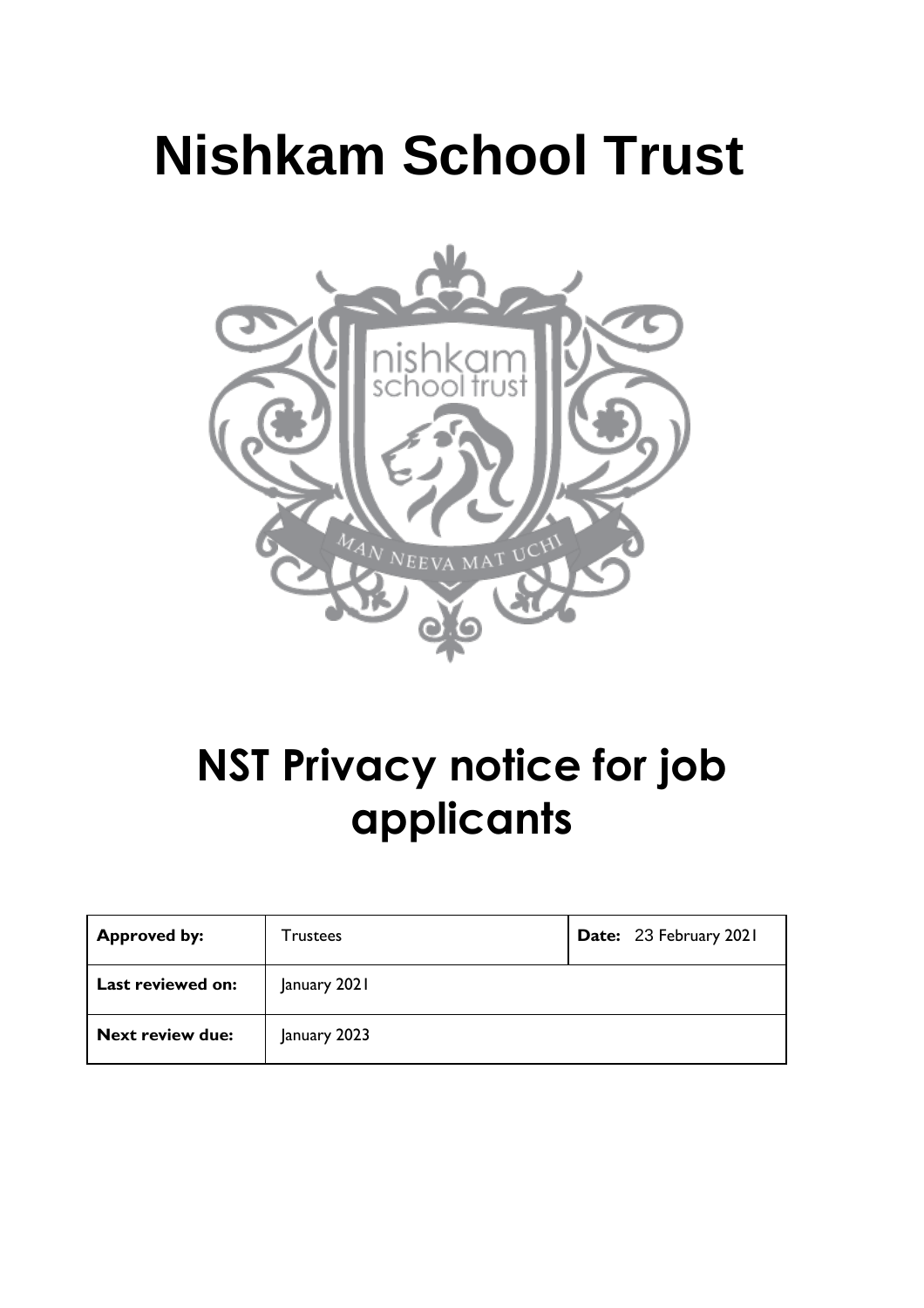# Nishkam School Trust

# NST Privacy notice for job applicants

| **Approved by:** | Trustees | **Date:** 23 February 2021 |
|---|---|---|
| **Last reviewed on:** | January 2021 | |
| **Next review due:** | January 2023 | |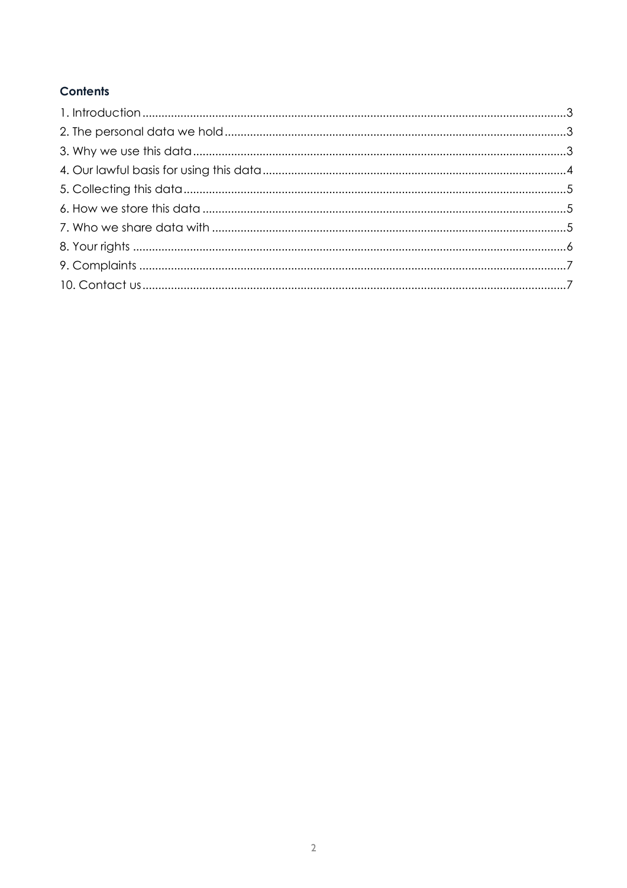## Contents

1. Introduction .....3
2. The personal data we hold .....3
3. Why we use this data .....3
4. Our lawful basis for using this data .....4
5. Collecting this data .....5
6. How we store this data .....5
7. Who we share data with .....5
8. Your rights .....6
9. Complaints .....7
10. Contact us .....7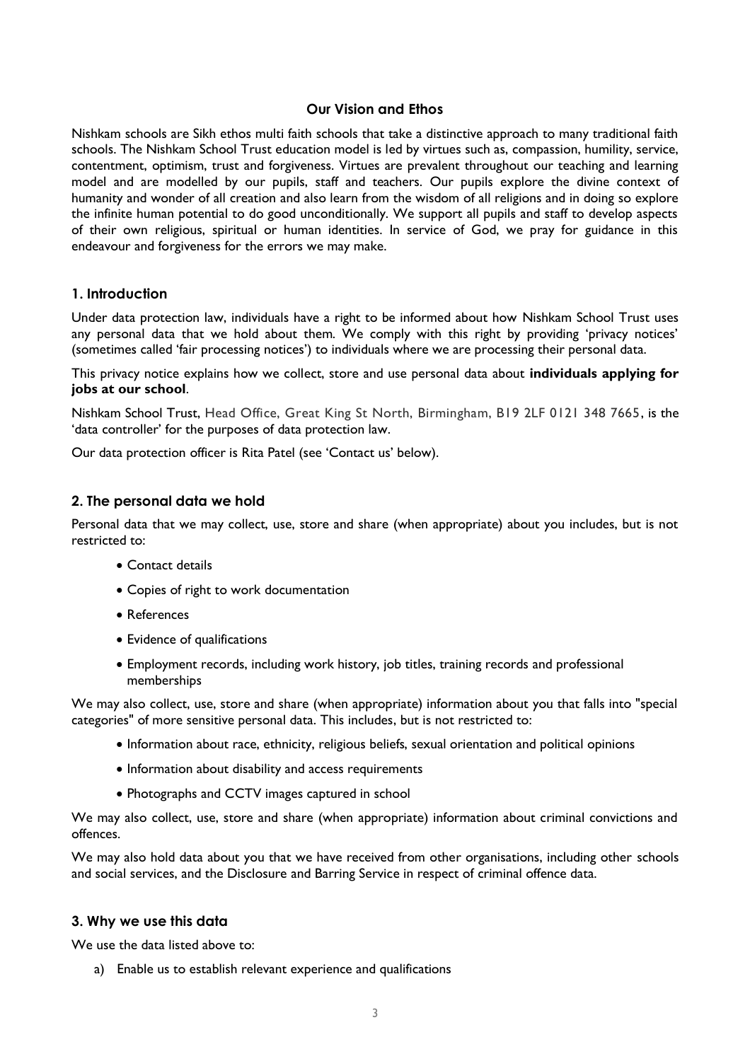**Our Vision and Ethos**

Nishkam schools are Sikh ethos multi faith schools that take a distinctive approach to many traditional faith schools. The Nishkam School Trust education model is led by virtues such as, compassion, humility, service, contentment, optimism, trust and forgiveness. Virtues are prevalent throughout our teaching and learning model and are modelled by our pupils, staff and teachers. Our pupils explore the divine context of humanity and wonder of all creation and also learn from the wisdom of all religions and in doing so explore the infinite human potential to do good unconditionally. We support all pupils and staff to develop aspects of their own religious, spiritual or human identities. In service of God, we pray for guidance in this endeavour and forgiveness for the errors we may make.

## 1. Introduction

Under data protection law, individuals have a right to be informed about how Nishkam School Trust uses any personal data that we hold about them. We comply with this right by providing 'privacy notices' (sometimes called 'fair processing notices') to individuals where we are processing their personal data.

This privacy notice explains how we collect, store and use personal data about **individuals applying for jobs at our school**.

Nishkam School Trust, Head Office, Great King St North, Birmingham, B19 2LF 0121 348 7665, is the 'data controller' for the purposes of data protection law.

Our data protection officer is Rita Patel (see 'Contact us' below).

## 2. The personal data we hold

Personal data that we may collect, use, store and share (when appropriate) about you includes, but is not restricted to:

- Contact details
- Copies of right to work documentation
- References
- Evidence of qualifications
- Employment records, including work history, job titles, training records and professional memberships

We may also collect, use, store and share (when appropriate) information about you that falls into "special categories" of more sensitive personal data. This includes, but is not restricted to:

- Information about race, ethnicity, religious beliefs, sexual orientation and political opinions
- Information about disability and access requirements
- Photographs and CCTV images captured in school

We may also collect, use, store and share (when appropriate) information about criminal convictions and offences.

We may also hold data about you that we have received from other organisations, including other schools and social services, and the Disclosure and Barring Service in respect of criminal offence data.

## 3. Why we use this data

We use the data listed above to:

a) Enable us to establish relevant experience and qualifications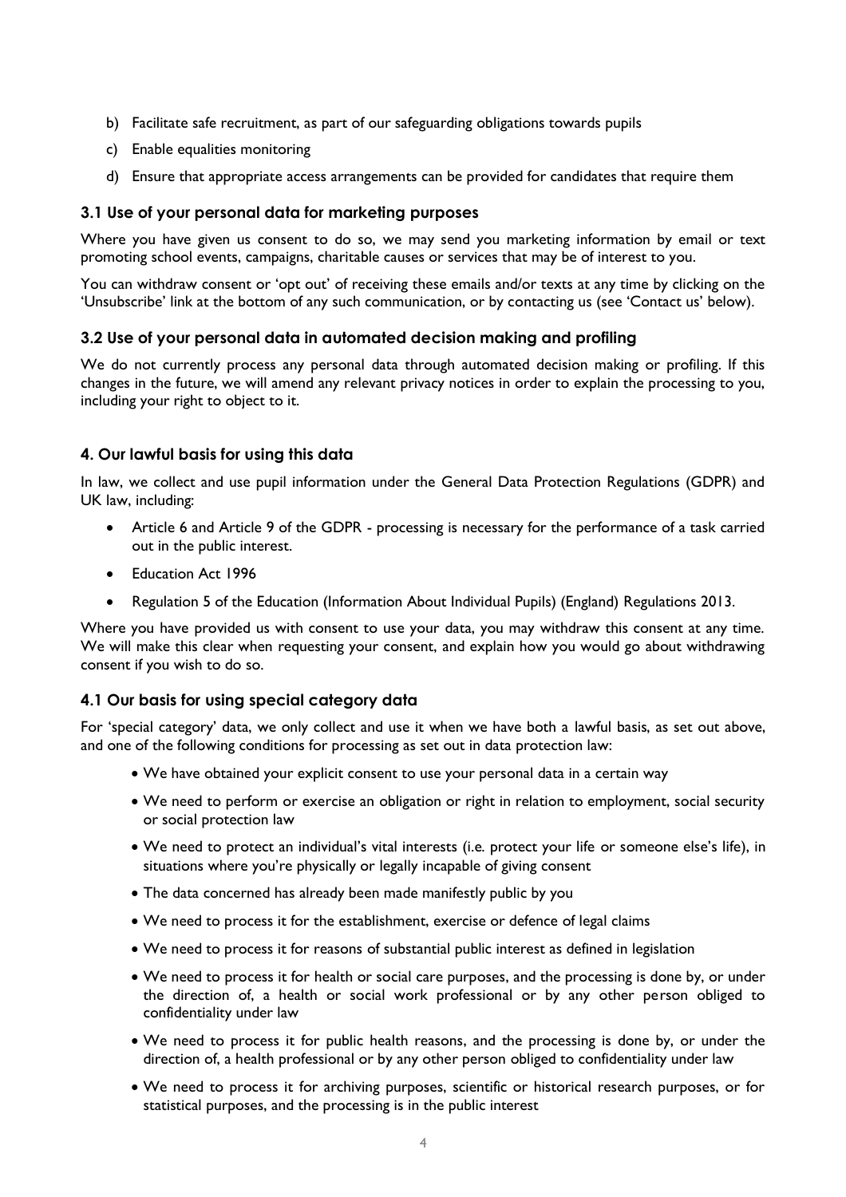b) Facilitate safe recruitment, as part of our safeguarding obligations towards pupils
c) Enable equalities monitoring
d) Ensure that appropriate access arrangements can be provided for candidates that require them

### 3.1 Use of your personal data for marketing purposes

Where you have given us consent to do so, we may send you marketing information by email or text promoting school events, campaigns, charitable causes or services that may be of interest to you.

You can withdraw consent or 'opt out' of receiving these emails and/or texts at any time by clicking on the 'Unsubscribe' link at the bottom of any such communication, or by contacting us (see 'Contact us' below).

### 3.2 Use of your personal data in automated decision making and profiling

We do not currently process any personal data through automated decision making or profiling. If this changes in the future, we will amend any relevant privacy notices in order to explain the processing to you, including your right to object to it.

## 4. Our lawful basis for using this data

In law, we collect and use pupil information under the General Data Protection Regulations (GDPR) and UK law, including:

- Article 6 and Article 9 of the GDPR - processing is necessary for the performance of a task carried out in the public interest.
- Education Act 1996
- Regulation 5 of the Education (Information About Individual Pupils) (England) Regulations 2013.

Where you have provided us with consent to use your data, you may withdraw this consent at any time. We will make this clear when requesting your consent, and explain how you would go about withdrawing consent if you wish to do so.

### 4.1 Our basis for using special category data

For 'special category' data, we only collect and use it when we have both a lawful basis, as set out above, and one of the following conditions for processing as set out in data protection law:

- We have obtained your explicit consent to use your personal data in a certain way
- We need to perform or exercise an obligation or right in relation to employment, social security or social protection law
- We need to protect an individual's vital interests (i.e. protect your life or someone else's life), in situations where you're physically or legally incapable of giving consent
- The data concerned has already been made manifestly public by you
- We need to process it for the establishment, exercise or defence of legal claims
- We need to process it for reasons of substantial public interest as defined in legislation
- We need to process it for health or social care purposes, and the processing is done by, or under the direction of, a health or social work professional or by any other person obliged to confidentiality under law
- We need to process it for public health reasons, and the processing is done by, or under the direction of, a health professional or by any other person obliged to confidentiality under law
- We need to process it for archiving purposes, scientific or historical research purposes, or for statistical purposes, and the processing is in the public interest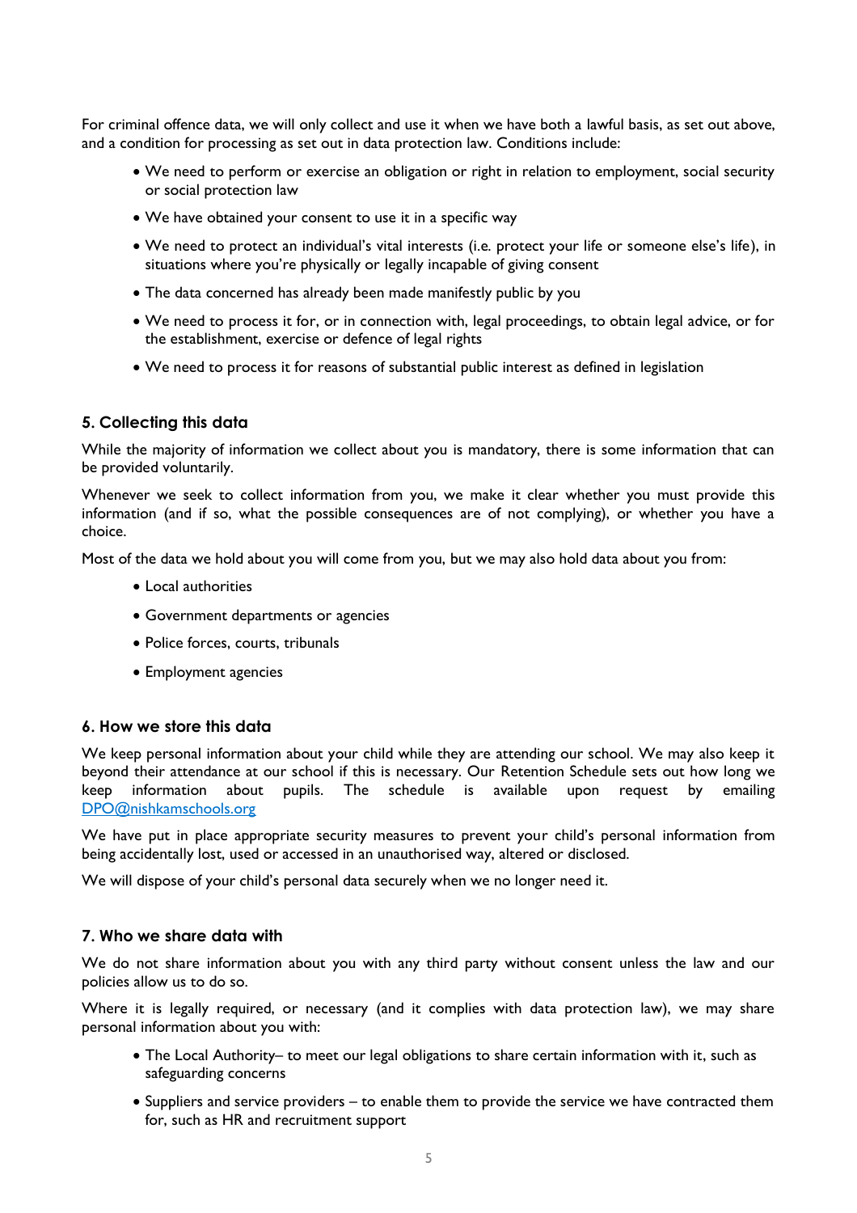For criminal offence data, we will only collect and use it when we have both a lawful basis, as set out above, and a condition for processing as set out in data protection law. Conditions include:

- We need to perform or exercise an obligation or right in relation to employment, social security or social protection law
- We have obtained your consent to use it in a specific way
- We need to protect an individual's vital interests (i.e. protect your life or someone else's life), in situations where you're physically or legally incapable of giving consent
- The data concerned has already been made manifestly public by you
- We need to process it for, or in connection with, legal proceedings, to obtain legal advice, or for the establishment, exercise or defence of legal rights
- We need to process it for reasons of substantial public interest as defined in legislation

## 5. Collecting this data

While the majority of information we collect about you is mandatory, there is some information that can be provided voluntarily.

Whenever we seek to collect information from you, we make it clear whether you must provide this information (and if so, what the possible consequences are of not complying), or whether you have a choice.

Most of the data we hold about you will come from you, but we may also hold data about you from:

- Local authorities
- Government departments or agencies
- Police forces, courts, tribunals
- Employment agencies

## 6. How we store this data

We keep personal information about your child while they are attending our school. We may also keep it beyond their attendance at our school if this is necessary. Our Retention Schedule sets out how long we keep information about pupils. The schedule is available upon request by emailing [DPO@nishkamschools.org](mailto:DPO@nishkamschools.org)

We have put in place appropriate security measures to prevent your child's personal information from being accidentally lost, used or accessed in an unauthorised way, altered or disclosed.

We will dispose of your child's personal data securely when we no longer need it.

## 7. Who we share data with

We do not share information about you with any third party without consent unless the law and our policies allow us to do so.

Where it is legally required, or necessary (and it complies with data protection law), we may share personal information about you with:

- The Local Authority– to meet our legal obligations to share certain information with it, such as safeguarding concerns
- Suppliers and service providers – to enable them to provide the service we have contracted them for, such as HR and recruitment support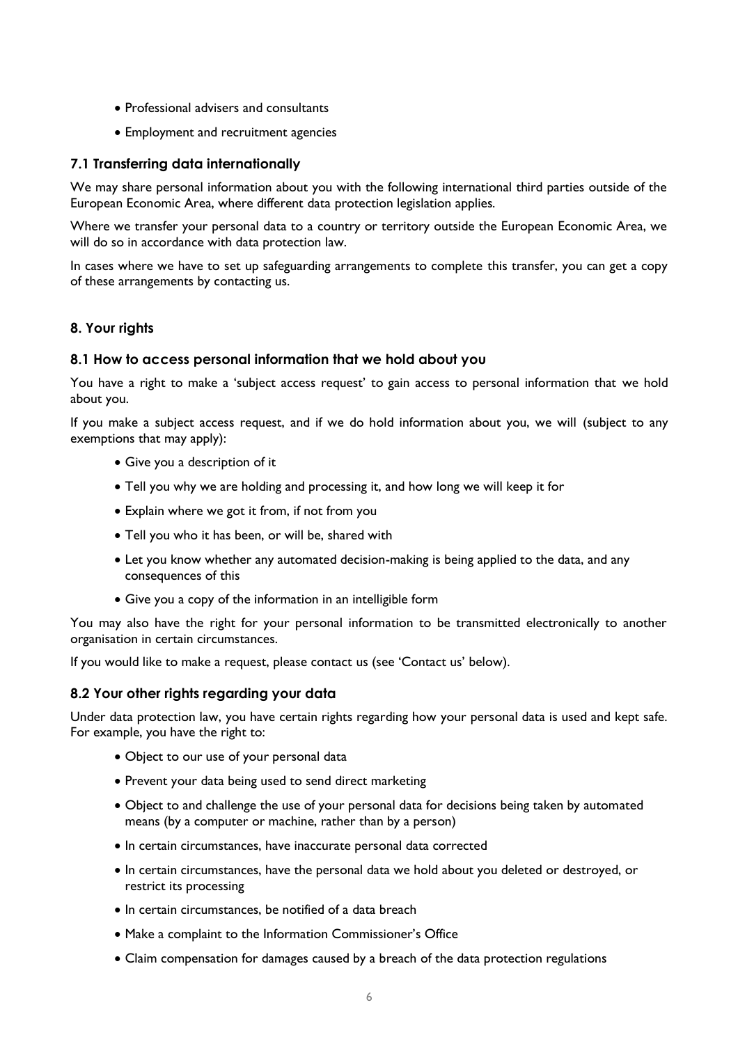- Professional advisers and consultants
- Employment and recruitment agencies

### 7.1 Transferring data internationally

We may share personal information about you with the following international third parties outside of the European Economic Area, where different data protection legislation applies.

Where we transfer your personal data to a country or territory outside the European Economic Area, we will do so in accordance with data protection law.

In cases where we have to set up safeguarding arrangements to complete this transfer, you can get a copy of these arrangements by contacting us.

## 8. Your rights

### 8.1 How to access personal information that we hold about you

You have a right to make a 'subject access request' to gain access to personal information that we hold about you.

If you make a subject access request, and if we do hold information about you, we will (subject to any exemptions that may apply):

- Give you a description of it
- Tell you why we are holding and processing it, and how long we will keep it for
- Explain where we got it from, if not from you
- Tell you who it has been, or will be, shared with
- Let you know whether any automated decision-making is being applied to the data, and any consequences of this
- Give you a copy of the information in an intelligible form

You may also have the right for your personal information to be transmitted electronically to another organisation in certain circumstances.

If you would like to make a request, please contact us (see 'Contact us' below).

### 8.2 Your other rights regarding your data

Under data protection law, you have certain rights regarding how your personal data is used and kept safe. For example, you have the right to:

- Object to our use of your personal data
- Prevent your data being used to send direct marketing
- Object to and challenge the use of your personal data for decisions being taken by automated means (by a computer or machine, rather than by a person)
- In certain circumstances, have inaccurate personal data corrected
- In certain circumstances, have the personal data we hold about you deleted or destroyed, or restrict its processing
- In certain circumstances, be notified of a data breach
- Make a complaint to the Information Commissioner's Office
- Claim compensation for damages caused by a breach of the data protection regulations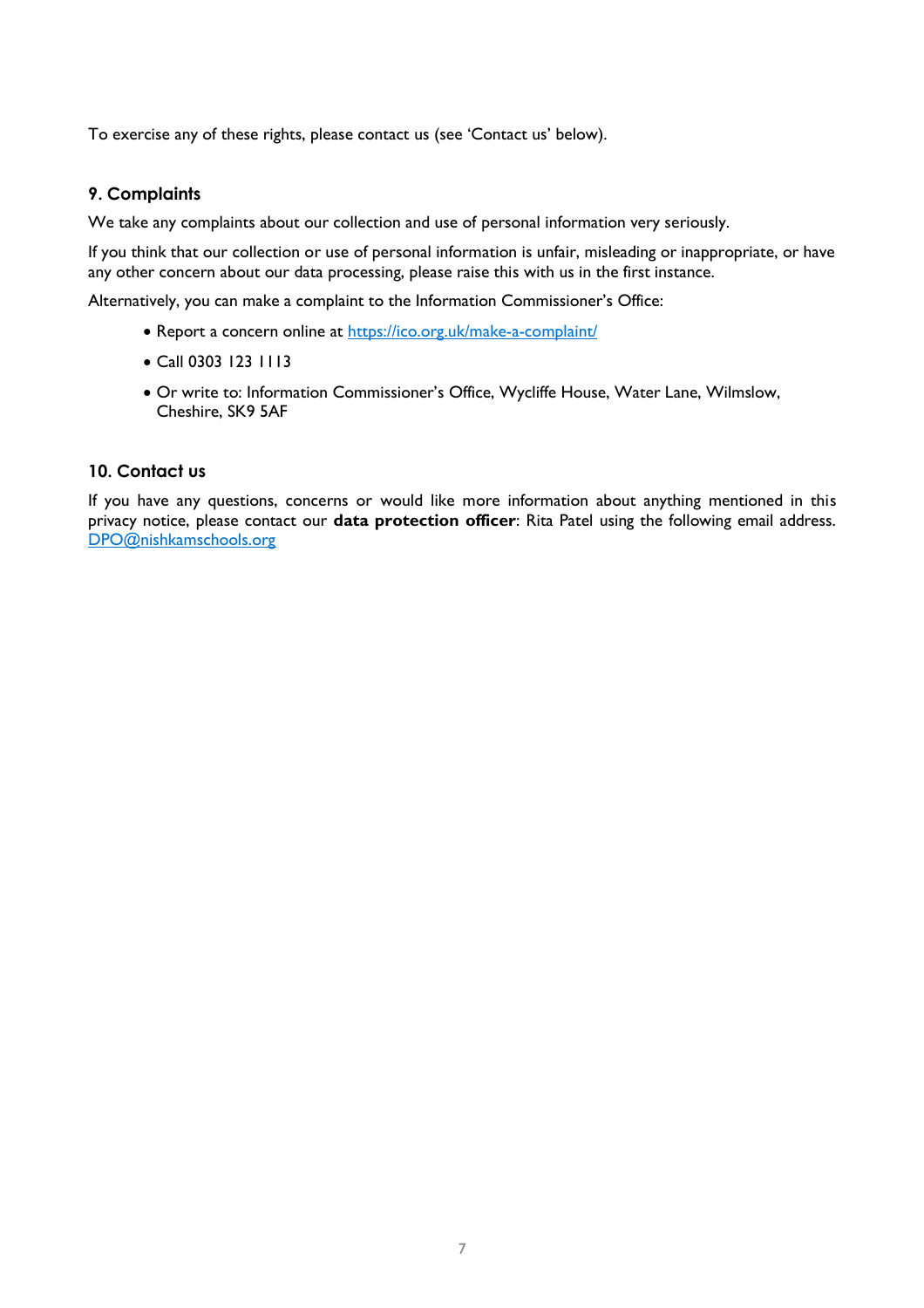To exercise any of these rights, please contact us (see 'Contact us' below).

### 9. Complaints

We take any complaints about our collection and use of personal information very seriously.

If you think that our collection or use of personal information is unfair, misleading or inappropriate, or have any other concern about our data processing, please raise this with us in the first instance.

Alternatively, you can make a complaint to the Information Commissioner's Office:

- Report a concern online at https://ico.org.uk/make-a-complaint/
- Call 0303 123 1113
- Or write to: Information Commissioner's Office, Wycliffe House, Water Lane, Wilmslow, Cheshire, SK9 5AF

### 10. Contact us

If you have any questions, concerns or would like more information about anything mentioned in this privacy notice, please contact our **data protection officer**: Rita Patel using the following email address. DPO@nishkamschools.org